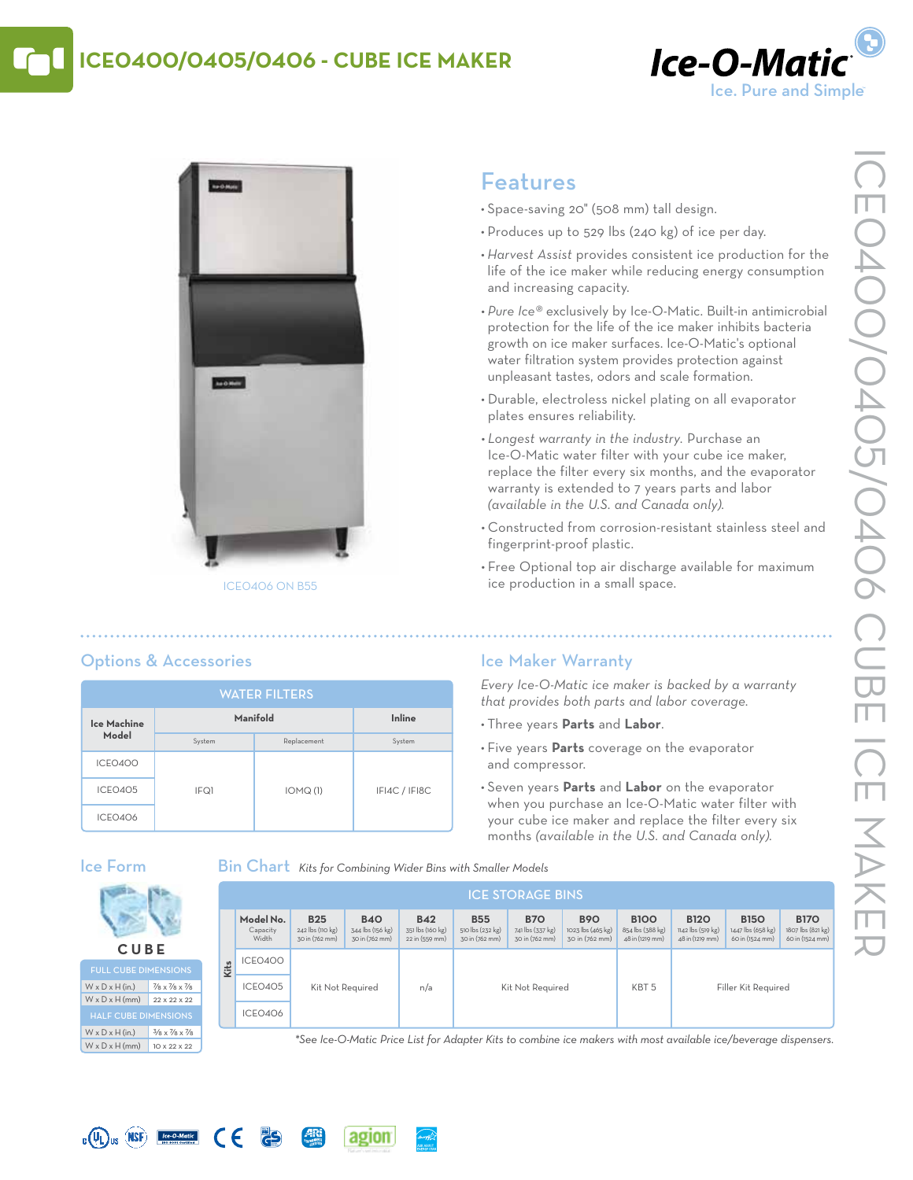# ICEO400/0405/0406 - CUBE ICE MAKER

Ice-O-Matic
Ice. Pure and Simple

ICEO406 ON B55

## Features

- Space-saving 20" (508 mm) tall design.
- Produces up to 529 lbs (240 kg) of ice per day.
- *Harvest Assist* provides consistent ice production for the life of the ice maker while reducing energy consumption and increasing capacity.
- *Pure Ice®* exclusively by Ice-O-Matic. Built-in antimicrobial protection for the life of the ice maker inhibits bacteria growth on ice maker surfaces. Ice-O-Matic's optional water filtration system provides protection against unpleasant tastes, odors and scale formation.
- Durable, electroless nickel plating on all evaporator plates ensures reliability.
- *Longest warranty in the industry.* Purchase an Ice-O-Matic water filter with your cube ice maker, replace the filter every six months, and the evaporator warranty is extended to 7 years parts and labor *(available in the U.S. and Canada only).*
- Constructed from corrosion-resistant stainless steel and fingerprint-proof plastic.
- Free Optional top air discharge available for maximum ice production in a small space.

## Options & Accessories

| WATER FILTERS | | | |
|---|---|---|---|
| Ice Machine Model | Manifold | | Inline |
| | System | Replacement | System |
| ICEO400 | IFQ1 | IOMQ (1) | IFI4C / IFI8C |
| ICEO405 | | | |
| ICEO406 | | | |

## Ice Maker Warranty

*Every Ice-O-Matic ice maker is backed by a warranty that provides both parts and labor coverage.*

- Three years **Parts** and **Labor**.
- Five years **Parts** coverage on the evaporator and compressor.
- Seven years **Parts** and **Labor** on the evaporator when you purchase an Ice-O-Matic water filter with your cube ice maker and replace the filter every six months *(available in the U.S. and Canada only).*

## Ice Form

CUBE

| FULL CUBE DIMENSIONS | |
|---|---|
| W x D x H (in.) | ⅞ x ⅞ x ⅞ |
| W x D x H (mm) | 22 x 22 x 22 |
| **HALF CUBE DIMENSIONS** | |
| W x D x H (in.) | ⅜ x ⅞ x ⅞ |
| W x D x H (mm) | 10 x 22 x 22 |

## Bin Chart *Kits for Combining Wider Bins with Smaller Models*

| ICE STORAGE BINS | | | | | | | | | | | |
|---|---|---|---|---|---|---|---|---|---|---|---|
| | Model No. Capacity Width | B25 242 lbs (110 kg) 30 in (762 mm) | B40 344 lbs (156 kg) 30 in (762 mm) | B42 351 lbs (160 kg) 22 in (559 mm) | B55 510 lbs (232 kg) 30 in (762 mm) | B70 741 lbs (337 kg) 30 in (762 mm) | B90 1023 lbs (465 kg) 30 in (762 mm) | B100 854 lbs (388 kg) 48 in (1219 mm) | B120 1142 lbs (519 kg) 48 in (1219 mm) | B150 1447 lbs (658 kg) 60 in (1524 mm) | B170 1807 lbs (821 kg) 60 in (1524 mm) |
| Kits | ICEO400 | Kit Not Required | | n/a | Kit Not Required | | | KBT 5 | Filler Kit Required | | |
| | ICEO405 | | | | | | | | | | |
| | ICEO406 | | | | | | | | | | |

*\*See Ice-O-Matic Price List for Adapter Kits to combine ice makers with most available ice/beverage dispensers.*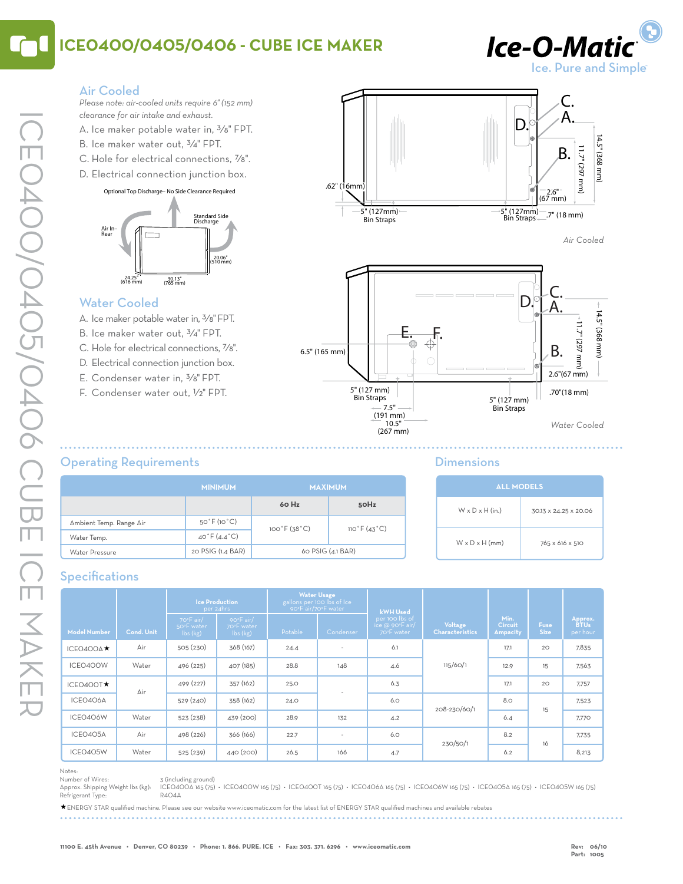# ICE0400/0405/0406 - CUBE ICE MAKER

Ice-O-Matic
Ice. Pure and Simple

## Air Cooled

*Please note: air-cooled units require 6" (152 mm) clearance for air intake and exhaust.*

A. Ice maker potable water in, 3/8" FPT.
B. Ice maker water out, 3/4" FPT.
C. Hole for electrical connections, 7/8".
D. Electrical connection junction box.

Optional Top Discharge– No Side Clearance Required
Air In– Rear
Standard Side Discharge
20.06" (510 mm)
24.25" (616 mm)
30.13" (765 mm)

C.
A.
D.
B.
14.5" (368 mm)
11.7" (297 mm)
.62" (16mm)
2.6" (67 mm)
5" (127mm) Bin Straps
5" (127mm) Bin Straps
.7" (18 mm)
*Air Cooled*

## Water Cooled

A. Ice maker potable water in, 3/8" FPT.
B. Ice maker water out, 3/4" FPT.
C. Hole for electrical connections, 7/8".
D. Electrical connection junction box.
E. Condenser water in, 3/8" FPT.
F. Condenser water out, 1/2" FPT.

D.
C.
A.
E.
F.
B.
6.5" (165 mm)
14.5" (368 mm)
11.7" (297 mm)
2.6"(67 mm)
.70"(18 mm)
5" (127 mm) Bin Straps
5" (127 mm) Bin Straps
7.5" (191 mm)
10.5" (267 mm)
*Water Cooled*

## Operating Requirements

| | MINIMUM | MAXIMUM | |
|---|---|---|---|
| | | 60 Hz | 50Hz |
| Ambient Temp. Range Air | 50˚F (10˚C) | 100˚F (38˚C) | 110˚F (43˚C) |
| Water Temp. | 40˚F (4.4˚C) | | |
| Water Pressure | 20 PSIG (1.4 BAR) | 60 PSIG (4.1 BAR) | |

## Dimensions

| ALL MODELS | |
|---|---|
| W x D x H (in.) | 30.13 x 24.25 x 20.06 |
| W x D x H (mm) | 765 x 616 x 510 |

## Specifications

| Model Number | Cond. Unit | Ice Production per 24hrs | | Water Usage gallons per 100 lbs of Ice 90°F air/70°F water | | kWH Used per 100 lbs of ice @ 90°F air/ 70°F water | Voltage Characteristics | Min. Circuit Ampacity | Fuse Size | Approx. BTUs per hour |
|---|---|---|---|---|---|---|---|---|---|---|
| | | 70°F air/ 50°F water lbs (kg) | 90°F air/ 70°F water lbs (kg) | Potable | Condenser | | | | | |
| ICE0400A★ | Air | 505 (230) | 368 (167) | 24.4 | - | 6.1 | 115/60/1 | 17.1 | 20 | 7,835 |
| ICE0400W | Water | 496 (225) | 407 (185) | 28.8 | 148 | 4.6 | 115/60/1 | 12.9 | 15 | 7,563 |
| ICE0400T★ | Air | 499 (227) | 357 (162) | 25.0 | - | 6.3 | 115/60/1 | 17.1 | 20 | 7,757 |
| ICE0406A | Air | 529 (240) | 358 (162) | 24.0 | - | 6.0 | 208-230/60/1 | 8.0 | 15 | 7,523 |
| ICE0406W | Water | 523 (238) | 439 (200) | 28.9 | 132 | 4.2 | 208-230/60/1 | 6.4 | 15 | 7,770 |
| ICE0405A | Air | 498 (226) | 366 (166) | 22.7 | - | 6.0 | 230/50/1 | 8.2 | 16 | 7,735 |
| ICE0405W | Water | 525 (239) | 440 (200) | 26.5 | 166 | 4.7 | 230/50/1 | 6.2 | 16 | 8,213 |

Notes:
Number of Wires: 3 (including ground)
Approx. Shipping Weight lbs (kg): ICE0400A 165 (75) • ICE0400W 165 (75) • ICE0400T 165 (75) • ICE0406A 165 (75) • ICE0406W 165 (75) • ICE0405A 165 (75) • ICE0405W 165 (75)
Refrigerant Type: R404A

★ENERGY STAR qualified machine. Please see our website www.iceomatic.com for the latest list of ENERGY STAR qualified machines and available rebates

11100 E. 45th Avenue • Denver, CO 80239 • Phone: 1. 866. PURE. ICE • Fax: 303. 371. 6296 • www.iceomatic.com

Rev: 06/10
Part: 1005